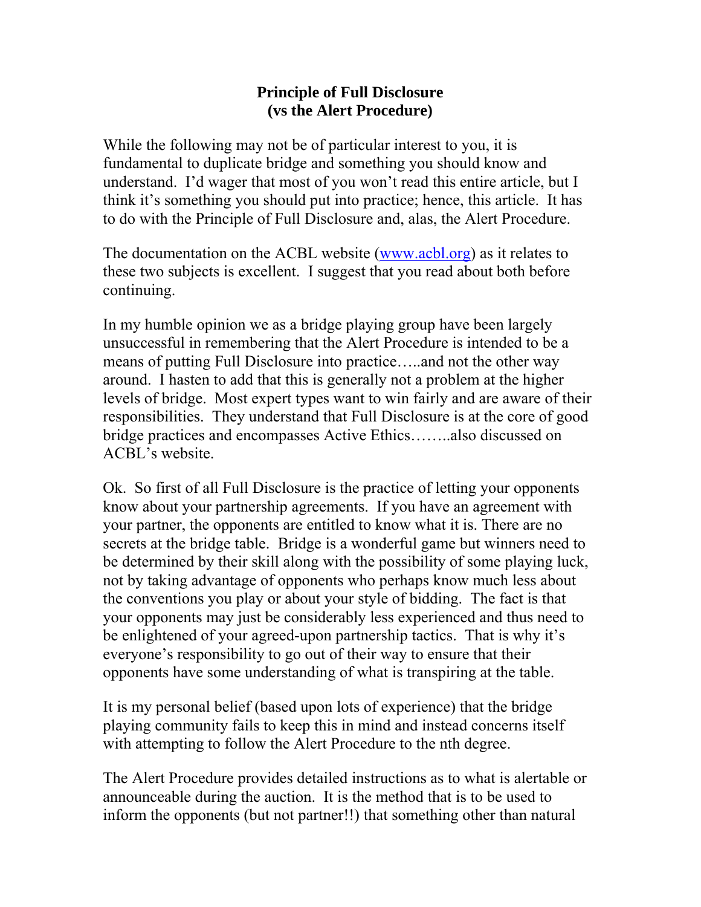# Principle of Full Disclosure
## (vs the Alert Procedure)

While the following may not be of particular interest to you, it is fundamental to duplicate bridge and something you should know and understand. I'd wager that most of you won't read this entire article, but I think it's something you should put into practice; hence, this article. It has to do with the Principle of Full Disclosure and, alas, the Alert Procedure.

The documentation on the ACBL website (www.acbl.org) as it relates to these two subjects is excellent. I suggest that you read about both before continuing.

In my humble opinion we as a bridge playing group have been largely unsuccessful in remembering that the Alert Procedure is intended to be a means of putting Full Disclosure into practice…..and not the other way around. I hasten to add that this is generally not a problem at the higher levels of bridge. Most expert types want to win fairly and are aware of their responsibilities. They understand that Full Disclosure is at the core of good bridge practices and encompasses Active Ethics……..also discussed on ACBL's website.

Ok. So first of all Full Disclosure is the practice of letting your opponents know about your partnership agreements. If you have an agreement with your partner, the opponents are entitled to know what it is. There are no secrets at the bridge table. Bridge is a wonderful game but winners need to be determined by their skill along with the possibility of some playing luck, not by taking advantage of opponents who perhaps know much less about the conventions you play or about your style of bidding. The fact is that your opponents may just be considerably less experienced and thus need to be enlightened of your agreed-upon partnership tactics. That is why it's everyone's responsibility to go out of their way to ensure that their opponents have some understanding of what is transpiring at the table.

It is my personal belief (based upon lots of experience) that the bridge playing community fails to keep this in mind and instead concerns itself with attempting to follow the Alert Procedure to the nth degree.

The Alert Procedure provides detailed instructions as to what is alertable or announceable during the auction. It is the method that is to be used to inform the opponents (but not partner!!) that something other than natural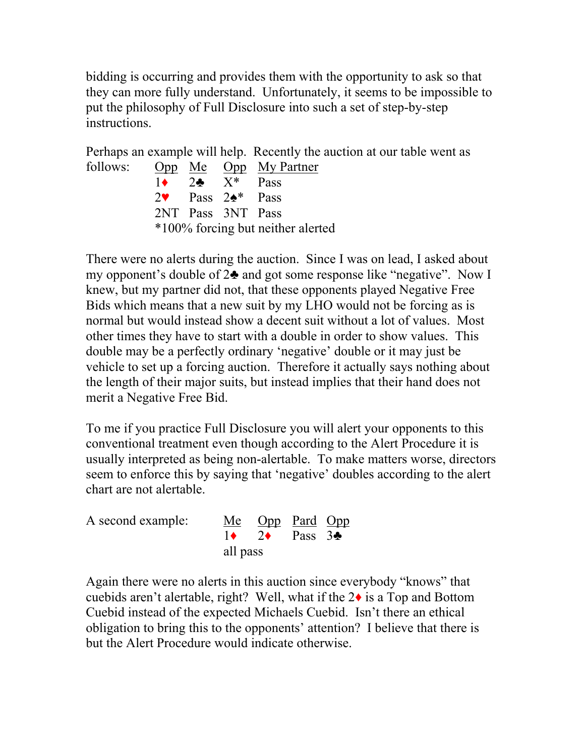bidding is occurring and provides them with the opportunity to ask so that they can more fully understand. Unfortunately, it seems to be impossible to put the philosophy of Full Disclosure into such a set of step-by-step instructions.

Perhaps an example will help. Recently the auction at our table went as follows:

| Opp | Me | Opp | My Partner |
|---|---|---|---|
| 1♦ | 2♣ | X* | Pass |
| 2♥ | Pass | 2♠* | Pass |
| 2NT | Pass | 3NT | Pass |

*100% forcing but neither alerted

There were no alerts during the auction. Since I was on lead, I asked about my opponent's double of 2♣ and got some response like "negative". Now I knew, but my partner did not, that these opponents played Negative Free Bids which means that a new suit by my LHO would not be forcing as is normal but would instead show a decent suit without a lot of values. Most other times they have to start with a double in order to show values. This double may be a perfectly ordinary 'negative' double or it may just be vehicle to set up a forcing auction. Therefore it actually says nothing about the length of their major suits, but instead implies that their hand does not merit a Negative Free Bid.

To me if you practice Full Disclosure you will alert your opponents to this conventional treatment even though according to the Alert Procedure it is usually interpreted as being non-alertable. To make matters worse, directors seem to enforce this by saying that 'negative' doubles according to the alert chart are not alertable.

A second example:

| Me | Opp | Pard | Opp |
|---|---|---|---|
| 1♦ | 2♦ | Pass | 3♣ |
| all pass | | | |

Again there were no alerts in this auction since everybody "knows" that cuebids aren't alertable, right? Well, what if the 2♦ is a Top and Bottom Cuebid instead of the expected Michaels Cuebid. Isn't there an ethical obligation to bring this to the opponents' attention? I believe that there is but the Alert Procedure would indicate otherwise.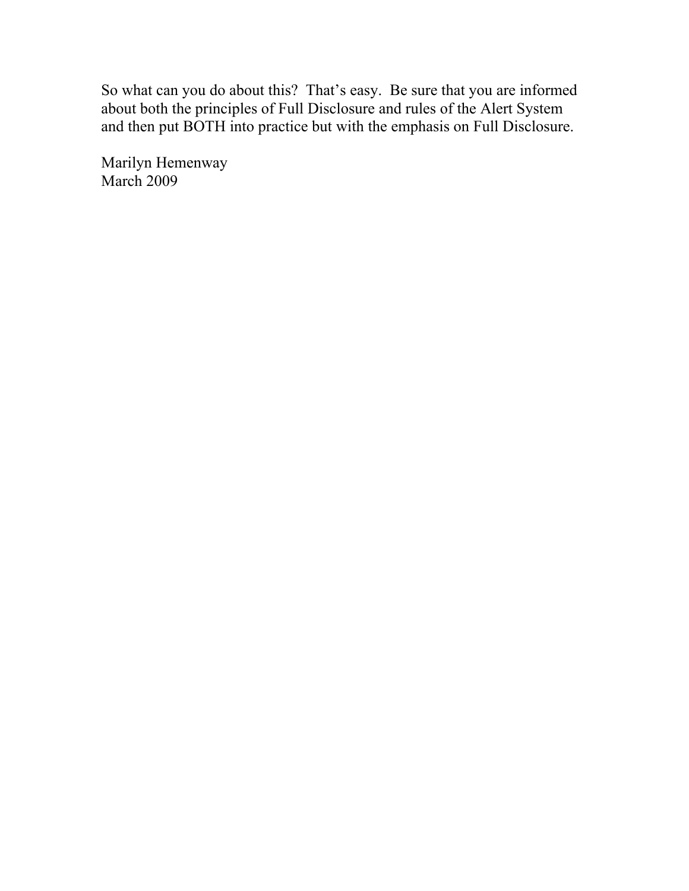So what can you do about this? That's easy. Be sure that you are informed about both the principles of Full Disclosure and rules of the Alert System and then put BOTH into practice but with the emphasis on Full Disclosure.

Marilyn Hemenway
March 2009